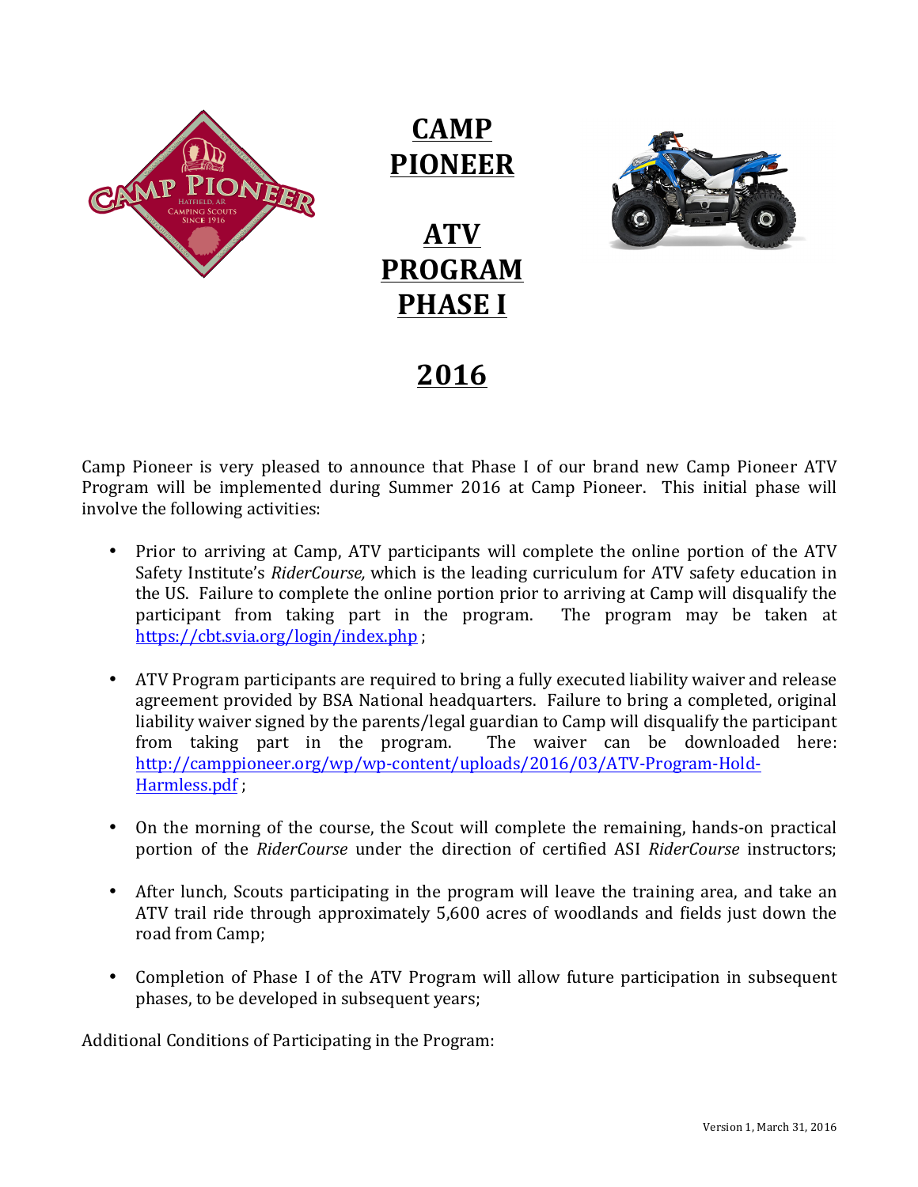# CAMP PIONEER

# ATV PROGRAM PHASE I

# 2016

Camp Pioneer is very pleased to announce that Phase I of our brand new Camp Pioneer ATV Program will be implemented during Summer 2016 at Camp Pioneer. This initial phase will involve the following activities:

- Prior to arriving at Camp, ATV participants will complete the online portion of the ATV Safety Institute's *RiderCourse,* which is the leading curriculum for ATV safety education in the US. Failure to complete the online portion prior to arriving at Camp will disqualify the participant from taking part in the program. The program may be taken at https://cbt.svia.org/login/index.php ;

- ATV Program participants are required to bring a fully executed liability waiver and release agreement provided by BSA National headquarters. Failure to bring a completed, original liability waiver signed by the parents/legal guardian to Camp will disqualify the participant from taking part in the program. The waiver can be downloaded here: http://camppioneer.org/wp/wp-content/uploads/2016/03/ATV-Program-Hold-Harmless.pdf ;

- On the morning of the course, the Scout will complete the remaining, hands-on practical portion of the *RiderCourse* under the direction of certified ASI *RiderCourse* instructors;

- After lunch, Scouts participating in the program will leave the training area, and take an ATV trail ride through approximately 5,600 acres of woodlands and fields just down the road from Camp;

- Completion of Phase I of the ATV Program will allow future participation in subsequent phases, to be developed in subsequent years;

Additional Conditions of Participating in the Program: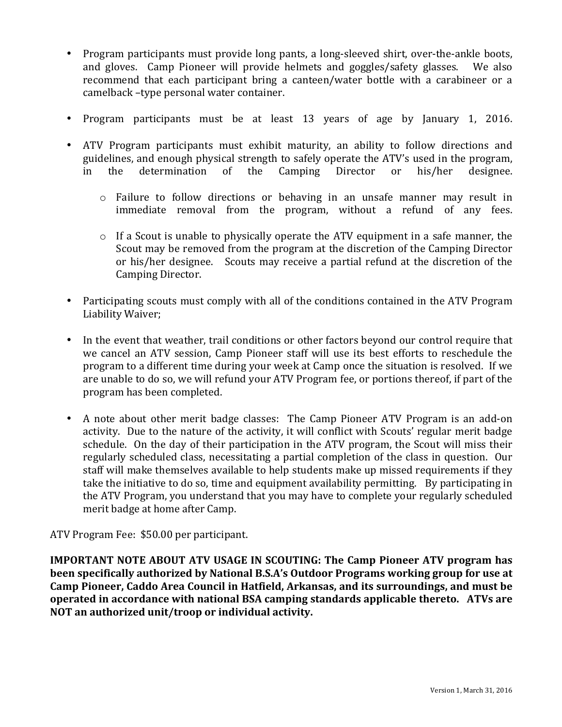- Program participants must provide long pants, a long-sleeved shirt, over-the-ankle boots, and gloves. Camp Pioneer will provide helmets and goggles/safety glasses. We also recommend that each participant bring a canteen/water bottle with a carabineer or a camelback –type personal water container.

- Program participants must be at least 13 years of age by January 1, 2016.

- ATV Program participants must exhibit maturity, an ability to follow directions and guidelines, and enough physical strength to safely operate the ATV's used in the program, in the determination of the Camping Director or his/her designee.

    - Failure to follow directions or behaving in an unsafe manner may result in immediate removal from the program, without a refund of any fees.

    - If a Scout is unable to physically operate the ATV equipment in a safe manner, the Scout may be removed from the program at the discretion of the Camping Director or his/her designee. Scouts may receive a partial refund at the discretion of the Camping Director.

- Participating scouts must comply with all of the conditions contained in the ATV Program Liability Waiver;

- In the event that weather, trail conditions or other factors beyond our control require that we cancel an ATV session, Camp Pioneer staff will use its best efforts to reschedule the program to a different time during your week at Camp once the situation is resolved. If we are unable to do so, we will refund your ATV Program fee, or portions thereof, if part of the program has been completed.

- A note about other merit badge classes: The Camp Pioneer ATV Program is an add-on activity. Due to the nature of the activity, it will conflict with Scouts' regular merit badge schedule. On the day of their participation in the ATV program, the Scout will miss their regularly scheduled class, necessitating a partial completion of the class in question. Our staff will make themselves available to help students make up missed requirements if they take the initiative to do so, time and equipment availability permitting. By participating in the ATV Program, you understand that you may have to complete your regularly scheduled merit badge at home after Camp.

ATV Program Fee: $50.00 per participant.

**IMPORTANT NOTE ABOUT ATV USAGE IN SCOUTING: The Camp Pioneer ATV program has been specifically authorized by National B.S.A's Outdoor Programs working group for use at Camp Pioneer, Caddo Area Council in Hatfield, Arkansas, and its surroundings, and must be operated in accordance with national BSA camping standards applicable thereto. ATVs are NOT an authorized unit/troop or individual activity.**

Version 1, March 31, 2016